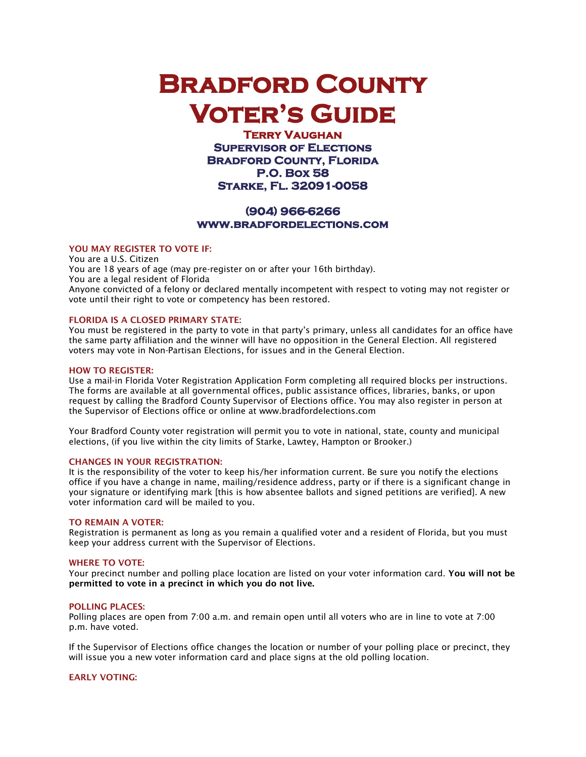# Bradford County Voter's Guide

**Terry Vaughan**
**Supervisor of Elections**
**Bradford County, Florida**
**P.O. Box 58**
**Starke, Fl. 32091-0058**

**(904) 966-6266**
**www.bradfordelections.com**

### YOU MAY REGISTER TO VOTE IF:

You are a U.S. Citizen
You are 18 years of age (may pre-register on or after your 16th birthday).
You are a legal resident of Florida
Anyone convicted of a felony or declared mentally incompetent with respect to voting may not register or vote until their right to vote or competency has been restored.

### FLORIDA IS A CLOSED PRIMARY STATE:

You must be registered in the party to vote in that party's primary, unless all candidates for an office have the same party affiliation and the winner will have no opposition in the General Election. All registered voters may vote in Non-Partisan Elections, for issues and in the General Election.

### HOW TO REGISTER:

Use a mail-in Florida Voter Registration Application Form completing all required blocks per instructions. The forms are available at all governmental offices, public assistance offices, libraries, banks, or upon request by calling the Bradford County Supervisor of Elections office. You may also register in person at the Supervisor of Elections office or online at www.bradfordelections.com

Your Bradford County voter registration will permit you to vote in national, state, county and municipal elections, (if you live within the city limits of Starke, Lawtey, Hampton or Brooker.)

### CHANGES IN YOUR REGISTRATION:

It is the responsibility of the voter to keep his/her information current. Be sure you notify the elections office if you have a change in name, mailing/residence address, party or if there is a significant change in your signature or identifying mark [this is how absentee ballots and signed petitions are verified]. A new voter information card will be mailed to you.

### TO REMAIN A VOTER:

Registration is permanent as long as you remain a qualified voter and a resident of Florida, but you must keep your address current with the Supervisor of Elections.

### WHERE TO VOTE:

Your precinct number and polling place location are listed on your voter information card. **You will not be permitted to vote in a precinct in which you do not live.**

### POLLING PLACES:

Polling places are open from 7:00 a.m. and remain open until all voters who are in line to vote at 7:00 p.m. have voted.

If the Supervisor of Elections office changes the location or number of your polling place or precinct, they will issue you a new voter information card and place signs at the old polling location.

### EARLY VOTING: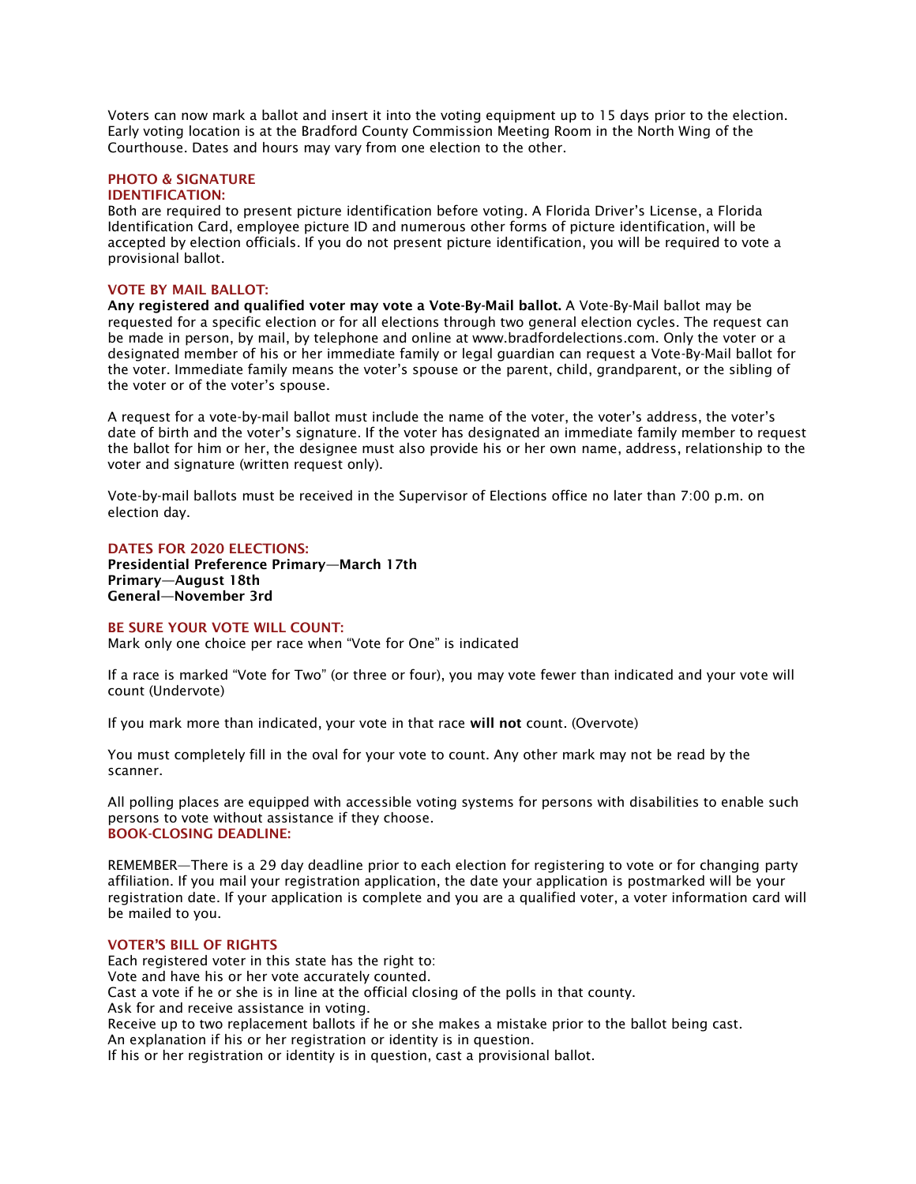Voters can now mark a ballot and insert it into the voting equipment up to 15 days prior to the election. Early voting location is at the Bradford County Commission Meeting Room in the North Wing of the Courthouse. Dates and hours may vary from one election to the other.

## PHOTO & SIGNATURE IDENTIFICATION:

Both are required to present picture identification before voting. A Florida Driver's License, a Florida Identification Card, employee picture ID and numerous other forms of picture identification, will be accepted by election officials. If you do not present picture identification, you will be required to vote a provisional ballot.

## VOTE BY MAIL BALLOT:

**Any registered and qualified voter may vote a Vote-By-Mail ballot.** A Vote-By-Mail ballot may be requested for a specific election or for all elections through two general election cycles. The request can be made in person, by mail, by telephone and online at www.bradfordelections.com. Only the voter or a designated member of his or her immediate family or legal guardian can request a Vote-By-Mail ballot for the voter. Immediate family means the voter's spouse or the parent, child, grandparent, or the sibling of the voter or of the voter's spouse.

A request for a vote-by-mail ballot must include the name of the voter, the voter's address, the voter's date of birth and the voter's signature. If the voter has designated an immediate family member to request the ballot for him or her, the designee must also provide his or her own name, address, relationship to the voter and signature (written request only).

Vote-by-mail ballots must be received in the Supervisor of Elections office no later than 7:00 p.m. on election day.

## DATES FOR 2020 ELECTIONS:

**Presidential Preference Primary—March 17th**
**Primary—August 18th**
**General—November 3rd**

## BE SURE YOUR VOTE WILL COUNT:

Mark only one choice per race when "Vote for One" is indicated

If a race is marked "Vote for Two" (or three or four), you may vote fewer than indicated and your vote will count (Undervote)

If you mark more than indicated, your vote in that race **will not** count. (Overvote)

You must completely fill in the oval for your vote to count. Any other mark may not be read by the scanner.

All polling places are equipped with accessible voting systems for persons with disabilities to enable such persons to vote without assistance if they choose.

## BOOK-CLOSING DEADLINE:

REMEMBER—There is a 29 day deadline prior to each election for registering to vote or for changing party affiliation. If you mail your registration application, the date your application is postmarked will be your registration date. If your application is complete and you are a qualified voter, a voter information card will be mailed to you.

## VOTER'S BILL OF RIGHTS

Each registered voter in this state has the right to:
Vote and have his or her vote accurately counted.
Cast a vote if he or she is in line at the official closing of the polls in that county.
Ask for and receive assistance in voting.
Receive up to two replacement ballots if he or she makes a mistake prior to the ballot being cast.
An explanation if his or her registration or identity is in question.
If his or her registration or identity is in question, cast a provisional ballot.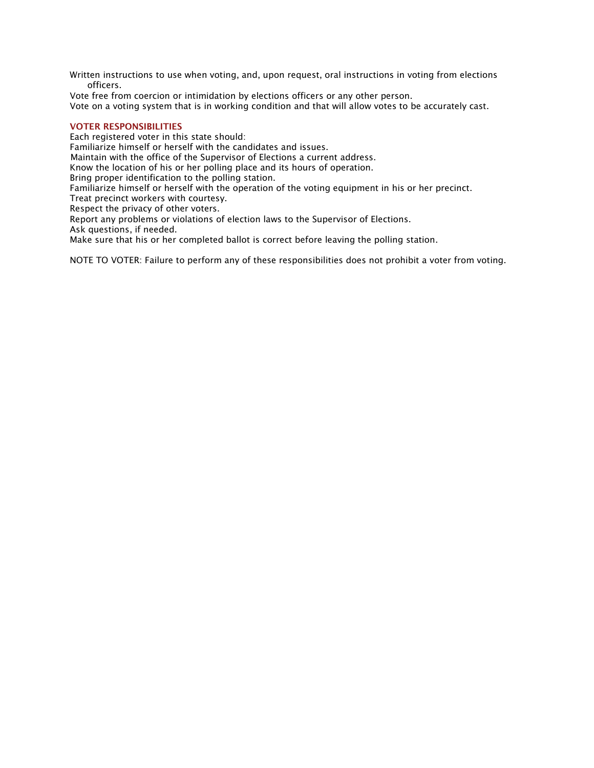Written instructions to use when voting, and, upon request, oral instructions in voting from elections officers.

Vote free from coercion or intimidation by elections officers or any other person.

Vote on a voting system that is in working condition and that will allow votes to be accurately cast.

## VOTER RESPONSIBILITIES

Each registered voter in this state should:

Familiarize himself or herself with the candidates and issues.

Maintain with the office of the Supervisor of Elections a current address.

Know the location of his or her polling place and its hours of operation.

Bring proper identification to the polling station.

Familiarize himself or herself with the operation of the voting equipment in his or her precinct.

Treat precinct workers with courtesy.

Respect the privacy of other voters.

Report any problems or violations of election laws to the Supervisor of Elections.

Ask questions, if needed.

Make sure that his or her completed ballot is correct before leaving the polling station.

NOTE TO VOTER: Failure to perform any of these responsibilities does not prohibit a voter from voting.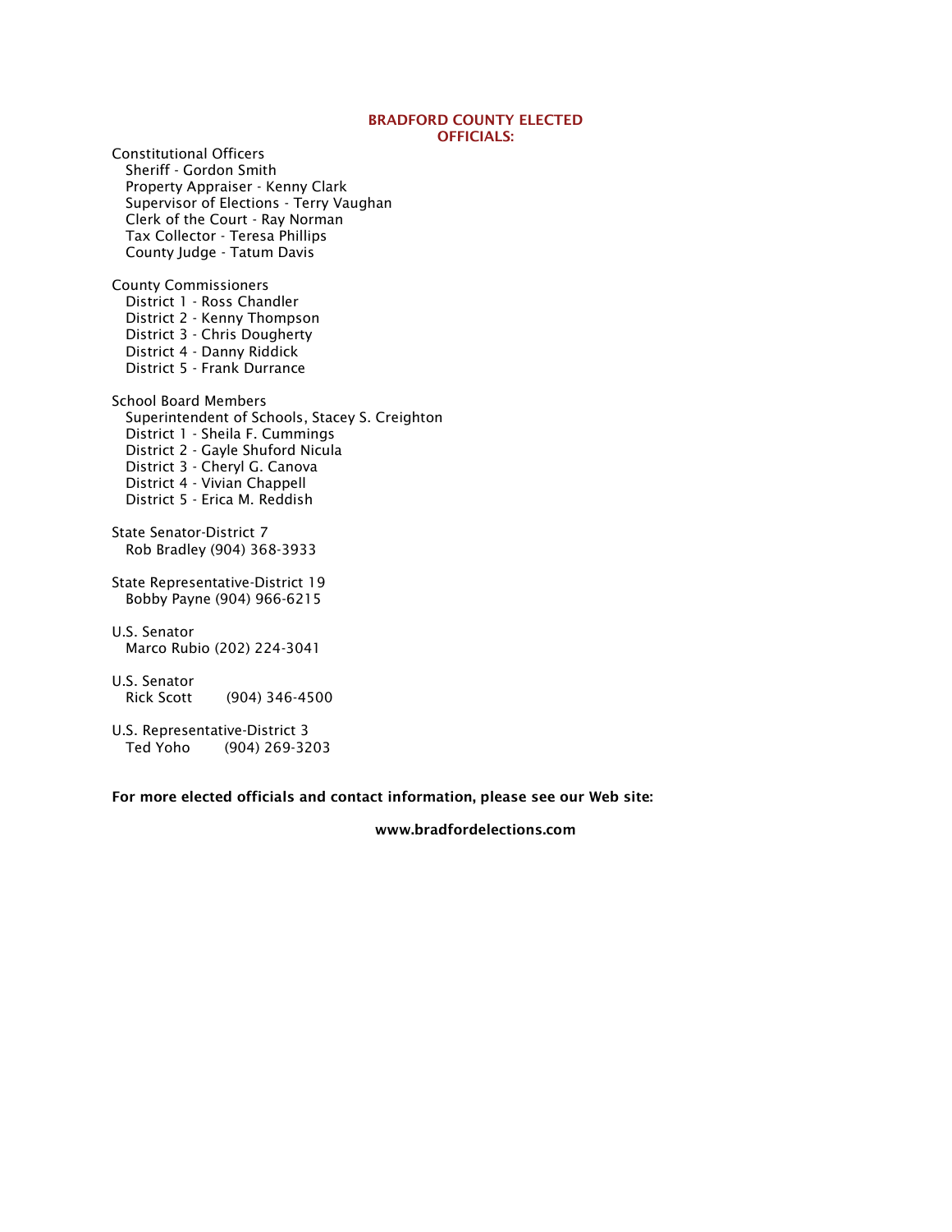## BRADFORD COUNTY ELECTED OFFICIALS:

Constitutional Officers
- Sheriff - Gordon Smith
- Property Appraiser - Kenny Clark
- Supervisor of Elections - Terry Vaughan
- Clerk of the Court - Ray Norman
- Tax Collector - Teresa Phillips
- County Judge - Tatum Davis

County Commissioners
- District 1 - Ross Chandler
- District 2 - Kenny Thompson
- District 3 - Chris Dougherty
- District 4 - Danny Riddick
- District 5 - Frank Durrance

School Board Members
- Superintendent of Schools, Stacey S. Creighton
- District 1 - Sheila F. Cummings
- District 2 - Gayle Shuford Nicula
- District 3 - Cheryl G. Canova
- District 4 - Vivian Chappell
- District 5 - Erica M. Reddish

State Senator-District 7
- Rob Bradley (904) 368-3933

State Representative-District 19
- Bobby Payne (904) 966-6215

U.S. Senator
- Marco Rubio (202) 224-3041

U.S. Senator
- Rick Scott (904) 346-4500

U.S. Representative-District 3
- Ted Yoho (904) 269-3203

**For more elected officials and contact information, please see our Web site:**

**www.bradfordelections.com**